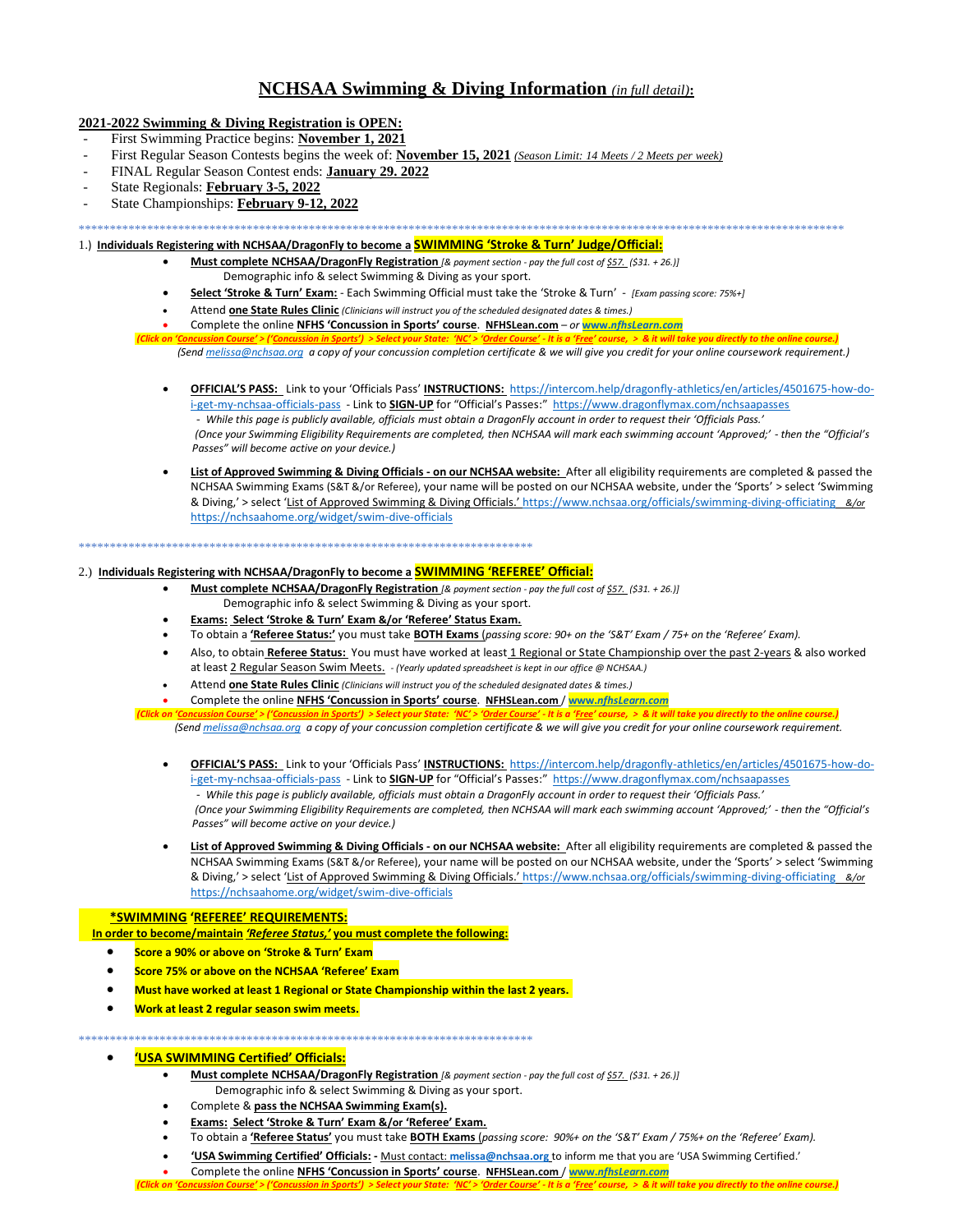# NCHSAA Swimming & Diving Information *(in full detail)*:

**2021-2022 Swimming & Diving Registration is OPEN:**

- First Swimming Practice begins: **November 1, 2021**
- First Regular Season Contests begins the week of: **November 15, 2021** *(Season Limit: 14 Meets / 2 Meets per week)*
- FINAL Regular Season Contest ends: **January 29. 2022**
- State Regionals: **February 3-5, 2022**
- State Championships: **February 9-12, 2022**

************************************************************************************************************************************

1.) **Individuals Registering with NCHSAA/DragonFly to become a SWIMMING 'Stroke & Turn' Judge/Official:**

- **Must complete NCHSAA/DragonFly Registration** *[& payment section - pay the full cost of $57. ($31. + 26.)]*
  Demographic info & select Swimming & Diving as your sport.
- **Select 'Stroke & Turn' Exam:** - Each Swimming Official must take the 'Stroke & Turn' - *[Exam passing score: 75%+]*
- Attend **one State Rules Clinic** *(Clinicians will instruct you of the scheduled designated dates & times.)*
- Complete the online **NFHS 'Concussion in Sports' course**. **NFHSLean.com** – *or* **www.nfhsLearn.com**

*(Click on 'Concussion Course' > ('Concussion in Sports') > Select your State: 'NC' > 'Order Course' - It is a 'Free' course, > & it will take you directly to the online course.)*
*(Send melissa@nchsaa.org a copy of your concussion completion certificate & we will give you credit for your online coursework requirement.)*

- **OFFICIAL'S PASS:** Link to your 'Officials Pass' **INSTRUCTIONS:** https://intercom.help/dragonfly-athletics/en/articles/4501675-how-do-i-get-my-nchsaa-officials-pass - Link to **SIGN-UP** for "Official's Passes:" https://www.dragonflymax.com/nchsaapasses
  *- While this page is publicly available, officials must obtain a DragonFly account in order to request their 'Officials Pass.'*
  *(Once your Swimming Eligibility Requirements are completed, then NCHSAA will mark each swimming account 'Approved;' - then the "Official's Passes" will become active on your device.)*

- **List of Approved Swimming & Diving Officials - on our NCHSAA website:** After all eligibility requirements are completed & passed the NCHSAA Swimming Exams (S&T &/or Referee), your name will be posted on our NCHSAA website, under the 'Sports' > select 'Swimming & Diving,' > select 'List of Approved Swimming & Diving Officials.' https://www.nchsaa.org/officials/swimming-diving-officiating *&/or* https://nchsaahome.org/widget/swim-dive-officials

************************************************************************

2.) **Individuals Registering with NCHSAA/DragonFly to become a SWIMMING 'REFEREE' Official:**

- **Must complete NCHSAA/DragonFly Registration** *[& payment section - pay the full cost of $57. ($31. + 26.)]*
  Demographic info & select Swimming & Diving as your sport.
- **Exams: Select 'Stroke & Turn' Exam &/or 'Referee' Status Exam.**
- To obtain a **'Referee Status:'** you must take **BOTH Exams** (*passing score: 90+ on the 'S&T' Exam / 75+ on the 'Referee' Exam).*
- Also, to obtain **Referee Status:** You must have worked at least 1 Regional or State Championship over the past 2-years & also worked at least 2 Regular Season Swim Meets. *- (Yearly updated spreadsheet is kept in our office @ NCHSAA.)*
- Attend **one State Rules Clinic** *(Clinicians will instruct you of the scheduled designated dates & times.)*
- Complete the online **NFHS 'Concussion in Sports' course**. **NFHSLean.com** / **www.nfhsLearn.com**

*(Click on 'Concussion Course' > ('Concussion in Sports') > Select your State: 'NC' > 'Order Course' - It is a 'Free' course, > & it will take you directly to the online course.)*
*(Send melissa@nchsaa.org a copy of your concussion completion certificate & we will give you credit for your online coursework requirement.*

- **OFFICIAL'S PASS:** Link to your 'Officials Pass' **INSTRUCTIONS:** https://intercom.help/dragonfly-athletics/en/articles/4501675-how-do-i-get-my-nchsaa-officials-pass - Link to **SIGN-UP** for "Official's Passes:" https://www.dragonflymax.com/nchsaapasses
  *- While this page is publicly available, officials must obtain a DragonFly account in order to request their 'Officials Pass.'*
  *(Once your Swimming Eligibility Requirements are completed, then NCHSAA will mark each swimming account 'Approved;' - then the "Official's Passes" will become active on your device.)*

- **List of Approved Swimming & Diving Officials - on our NCHSAA website:** After all eligibility requirements are completed & passed the NCHSAA Swimming Exams (S&T &/or Referee), your name will be posted on our NCHSAA website, under the 'Sports' > select 'Swimming & Diving,' > select 'List of Approved Swimming & Diving Officials.' https://www.nchsaa.org/officials/swimming-diving-officiating *&/or* https://nchsaahome.org/widget/swim-dive-officials

**\*SWIMMING 'REFEREE' REQUIREMENTS:**

**In order to become/maintain *'Referee Status,'* you must complete the following:**

- **Score a 90% or above on 'Stroke & Turn' Exam**
- **Score 75% or above on the NCHSAA 'Referee' Exam**
- **Must have worked at least 1 Regional or State Championship within the last 2 years.**
- **Work at least 2 regular season swim meets.**

************************************************************************

- **'USA SWIMMING Certified' Officials:**
  - **Must complete NCHSAA/DragonFly Registration** *[& payment section - pay the full cost of $57. ($31. + 26.)]*
    Demographic info & select Swimming & Diving as your sport.
  - Complete & **pass the NCHSAA Swimming Exam(s).**
  - **Exams: Select 'Stroke & Turn' Exam &/or 'Referee' Exam.**
  - To obtain a **'Referee Status'** you must take **BOTH Exams** (*passing score: 90%+ on the 'S&T' Exam / 75%+ on the 'Referee' Exam).*
  - **'USA Swimming Certified' Officials: -** Must contact: **melissa@nchsaa.org** to inform me that you are 'USA Swimming Certified.'
  - Complete the online **NFHS 'Concussion in Sports' course**. **NFHSLean.com** / **www.nfhsLearn.com**

*(Click on 'Concussion Course' > ('Concussion in Sports') > Select your State: 'NC' > 'Order Course' - It is a 'Free' course, > & it will take you directly to the online course.)*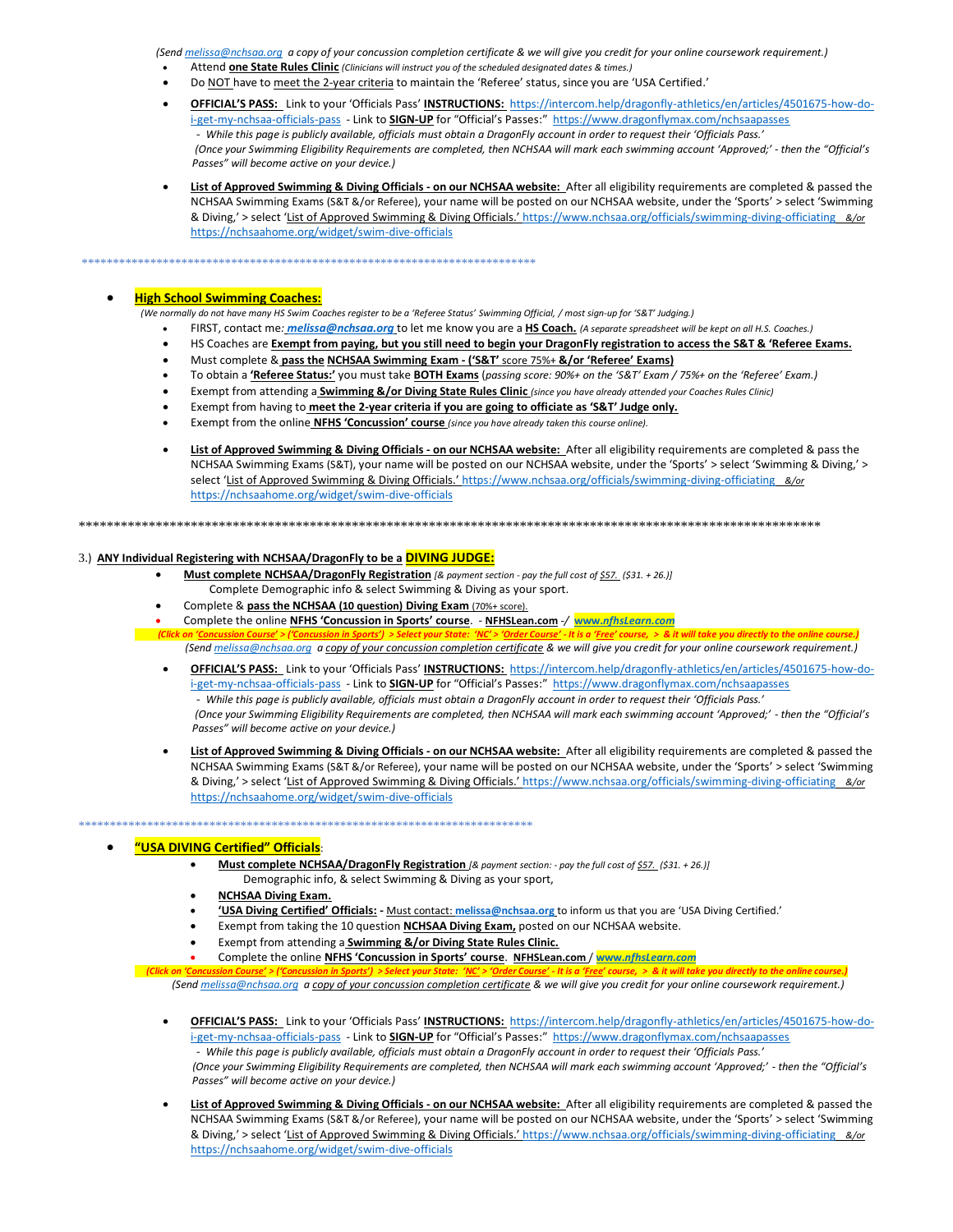*(Send melissa@nchsaa.org a copy of your concussion completion certificate & we will give you credit for your online coursework requirement.)*

- Attend **one State Rules Clinic** *(Clinicians will instruct you of the scheduled designated dates & times.)*
- Do NOT have to meet the 2-year criteria to maintain the 'Referee' status, since you are 'USA Certified.'
- **OFFICIAL'S PASS:** Link to your 'Officials Pass' **INSTRUCTIONS:** https://intercom.help/dragonfly-athletics/en/articles/4501675-how-do-i-get-my-nchsaa-officials-pass - Link to **SIGN-UP** for "Official's Passes:" https://www.dragonflymax.com/nchsaapasses
  *- While this page is publicly available, officials must obtain a DragonFly account in order to request their 'Officials Pass.'*
  *(Once your Swimming Eligibility Requirements are completed, then NCHSAA will mark each swimming account 'Approved;' - then the "Official's Passes" will become active on your device.)*
- **List of Approved Swimming & Diving Officials - on our NCHSAA website:** After all eligibility requirements are completed & passed the NCHSAA Swimming Exams (S&T &/or Referee), your name will be posted on our NCHSAA website, under the 'Sports' > select 'Swimming & Diving,' > select 'List of Approved Swimming & Diving Officials.' https://www.nchsaa.org/officials/swimming-diving-officiating *&/or* https://nchsaahome.org/widget/swim-dive-officials

*************************************************************************

- **High School Swimming Coaches:**
  *(We normally do not have many HS Swim Coaches register to be a 'Referee Status' Swimming Official, / most sign-up for 'S&T' Judging.)*
  - FIRST, contact me: ***melissa@nchsaa.org*** to let me know you are a **HS Coach.** *(A separate spreadsheet will be kept on all H.S. Coaches.)*
  - HS Coaches are **Exempt from paying, but you still need to begin your DragonFly registration to access the S&T & 'Referee Exams.**
  - Must complete & **pass the NCHSAA Swimming Exam - ('S&T'** score 75%+ **&/or 'Referee' Exams)**
  - To obtain a **'Referee Status:'** you must take **BOTH Exams** (*passing score: 90%+ on the 'S&T' Exam / 75%+ on the 'Referee' Exam.)*
  - Exempt from attending a **Swimming &/or Diving State Rules Clinic** *(since you have already attended your Coaches Rules Clinic)*
  - Exempt from having to **meet the 2-year criteria if you are going to officiate as 'S&T' Judge only.**
  - Exempt from the online **NFHS 'Concussion' course** *(since you have already taken this course online).*
  - **List of Approved Swimming & Diving Officials - on our NCHSAA website:** After all eligibility requirements are completed & pass the NCHSAA Swimming Exams (S&T), your name will be posted on our NCHSAA website, under the 'Sports' > select 'Swimming & Diving,' > select 'List of Approved Swimming & Diving Officials.' https://www.nchsaa.org/officials/swimming-diving-officiating *&/or* https://nchsaahome.org/widget/swim-dive-officials

*****************************************************************************************************

3.) **ANY Individual Registering with NCHSAA/DragonFly to be a DIVING JUDGE:**

- **Must complete NCHSAA/DragonFly Registration** *[& payment section - pay the full cost of $57. ($31. + 26.)]*
  Complete Demographic info & select Swimming & Diving as your sport.
- Complete & **pass the NCHSAA (10 question) Diving Exam** (70%+ score).
- Complete the online **NFHS 'Concussion in Sports' course**. - **NFHSLean.com** -/ ***www.nfhsLearn.com***

***(Click on 'Concussion Course' > ('Concussion in Sports') > Select your State: 'NC' > 'Order Course' - It is a 'Free' course, > & it will take you directly to the online course.)***
*(Send melissa@nchsaa.org a copy of your concussion completion certificate & we will give you credit for your online coursework requirement.)*

- **OFFICIAL'S PASS:** Link to your 'Officials Pass' **INSTRUCTIONS:** https://intercom.help/dragonfly-athletics/en/articles/4501675-how-do-i-get-my-nchsaa-officials-pass - Link to **SIGN-UP** for "Official's Passes:" https://www.dragonflymax.com/nchsaapasses
  *- While this page is publicly available, officials must obtain a DragonFly account in order to request their 'Officials Pass.'*
  *(Once your Swimming Eligibility Requirements are completed, then NCHSAA will mark each swimming account 'Approved;' - then the "Official's Passes" will become active on your device.)*
- **List of Approved Swimming & Diving Officials - on our NCHSAA website:** After all eligibility requirements are completed & passed the NCHSAA Swimming Exams (S&T &/or Referee), your name will be posted on our NCHSAA website, under the 'Sports' > select 'Swimming & Diving,' > select 'List of Approved Swimming & Diving Officials.' https://www.nchsaa.org/officials/swimming-diving-officiating *&/or* https://nchsaahome.org/widget/swim-dive-officials

*************************************************************************

- **"USA DIVING Certified" Officials:**
  - **Must complete NCHSAA/DragonFly Registration** *[& payment section: - pay the full cost of $57. ($31. + 26.)]*
    Demographic info, & select Swimming & Diving as your sport,
  - **NCHSAA Diving Exam.**
  - **'USA Diving Certified' Officials: -** Must contact: **melissa@nchsaa.org** to inform us that you are 'USA Diving Certified.'
  - Exempt from taking the 10 question **NCHSAA Diving Exam,** posted on our NCHSAA website.
  - Exempt from attending a **Swimming &/or Diving State Rules Clinic.**
  - Complete the online **NFHS 'Concussion in Sports' course**. **NFHSLean.com** / ***www.nfhsLearn.com***

***(Click on 'Concussion Course' > ('Concussion in Sports') > Select your State: 'NC' > 'Order Course' - It is a 'Free' course, > & it will take you directly to the online course.)***
*(Send melissa@nchsaa.org a copy of your concussion completion certificate & we will give you credit for your online coursework requirement.)*

- **OFFICIAL'S PASS:** Link to your 'Officials Pass' **INSTRUCTIONS:** https://intercom.help/dragonfly-athletics/en/articles/4501675-how-do-i-get-my-nchsaa-officials-pass - Link to **SIGN-UP** for "Official's Passes:" https://www.dragonflymax.com/nchsaapasses
  *- While this page is publicly available, officials must obtain a DragonFly account in order to request their 'Officials Pass.'*
  *(Once your Swimming Eligibility Requirements are completed, then NCHSAA will mark each swimming account 'Approved;' - then the "Official's Passes" will become active on your device.)*
- **List of Approved Swimming & Diving Officials - on our NCHSAA website:** After all eligibility requirements are completed & passed the NCHSAA Swimming Exams (S&T &/or Referee), your name will be posted on our NCHSAA website, under the 'Sports' > select 'Swimming & Diving,' > select 'List of Approved Swimming & Diving Officials.' https://www.nchsaa.org/officials/swimming-diving-officiating *&/or* https://nchsaahome.org/widget/swim-dive-officials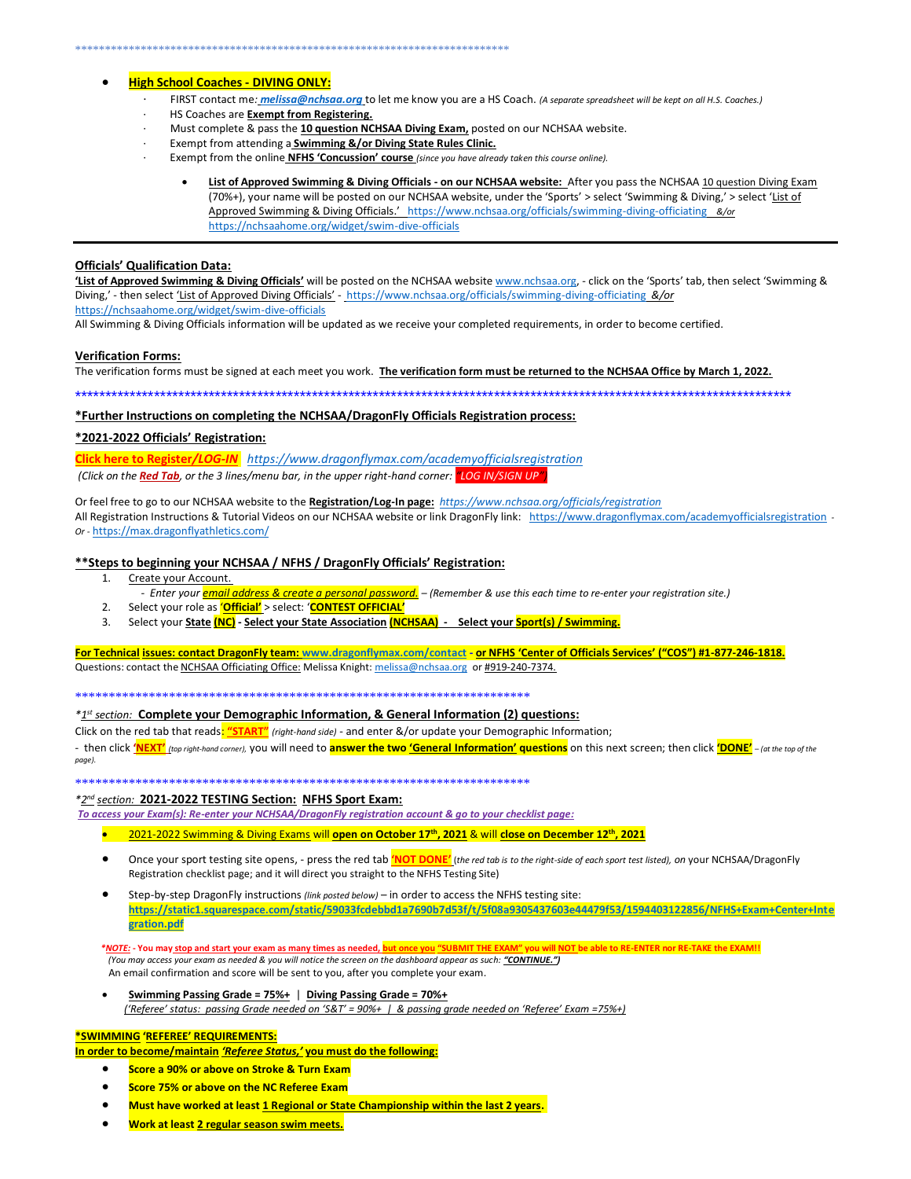***************************************************************************

- **High School Coaches - DIVING ONLY:**
  - FIRST contact me: ***melissa@nchsaa.org*** to let me know you are a HS Coach. *(A separate spreadsheet will be kept on all H.S. Coaches.)*
  - HS Coaches are **Exempt from Registering.**
  - Must complete & pass the **10 question NCHSAA Diving Exam,** posted on our NCHSAA website.
  - Exempt from attending a **Swimming &/or Diving State Rules Clinic.**
  - Exempt from the online **NFHS 'Concussion' course** *(since you have already taken this course online).*

    - **List of Approved Swimming & Diving Officials - on our NCHSAA website:** After you pass the NCHSAA 10 question Diving Exam (70%+), your name will be posted on our NCHSAA website, under the 'Sports' > select 'Swimming & Diving,' > select 'List of Approved Swimming & Diving Officials.' https://www.nchsaa.org/officials/swimming-diving-officiating *&/or* https://nchsaahome.org/widget/swim-dive-officials

---

**Officials' Qualification Data:**

**'List of Approved Swimming & Diving Officials'** will be posted on the NCHSAA website www.nchsaa.org, - click on the 'Sports' tab, then select 'Swimming & Diving,' - then select 'List of Approved Diving Officials' - https://www.nchsaa.org/officials/swimming-diving-officiating *&/or* https://nchsaahome.org/widget/swim-dive-officials

All Swimming & Diving Officials information will be updated as we receive your completed requirements, in order to become certified.

**Verification Forms:**

The verification forms must be signed at each meet you work. **The verification form must be returned to the NCHSAA Office by March 1, 2022.**

***************************************************************************

**\*Further Instructions on completing the NCHSAA/DragonFly Officials Registration process:**

**\*2021-2022 Officials' Registration:**

**Click here to Register/*LOG-IN*** *https://www.dragonflymax.com/academyofficialsregistration*

*(Click on the **Red Tab**, or the 3 lines/menu bar, in the upper right-hand corner: "LOG IN/SIGN UP")*

Or feel free to go to our NCHSAA website to the **Registration/Log-In page:** *https://www.nchsaa.org/officials/registration*

All Registration Instructions & Tutorial Videos on our NCHSAA website or link DragonFly link: https://www.dragonflymax.com/academyofficialsregistration - *Or* - https://max.dragonflyathletics.com/

**\*\*Steps to beginning your NCHSAA / NFHS / DragonFly Officials' Registration:**

1. Create your Account.
   - *Enter your email address & create a personal password. – (Remember & use this each time to re-enter your registration site.)*
2. Select your role as **'Official'** > select: '**CONTEST OFFICIAL'**
3. Select your **State (NC)** - **Select your State Association (NCHSAA)** - **Select your Sport(s) / Swimming.**

**For Technical issues: contact DragonFly team: www.dragonflymax.com/contact - or NFHS 'Center of Officials Services' ("COS") #1-877-246-1818.**

Questions: contact the NCHSAA Officiating Office: Melissa Knight: melissa@nchsaa.org or #919-240-7374.

***************************************************************************

***1st section:* Complete your Demographic Information, & General Information (2) questions:**

Click on the red tab that reads: **"START"** *(right-hand side)* - and enter &/or update your Demographic Information;

- then click **'NEXT'** *(top right-hand corner),* you will need to **answer the two 'General Information' questions** on this next screen; then click **'DONE'** *– (at the top of the page).*

***************************************************************************

***2nd section:* 2021-2022 TESTING Section: NFHS Sport Exam:**

***To access your Exam(s): Re-enter your NCHSAA/DragonFly registration account & go to your checklist page:***

- 2021-2022 Swimming & Diving Exams will **open on October 17th, 2021** & will **close on December 12th, 2021**
- Once your sport testing site opens, - press the red tab **'NOT DONE'** *(the red tab is to the right-side of each sport test listed), on* your NCHSAA/DragonFly Registration checklist page; and it will direct you straight to the NFHS Testing Site)
- Step-by-step DragonFly instructions *(link posted below)* – in order to access the NFHS testing site: **https://static1.squarespace.com/static/59033fcdebbd1a7690b7d53f/t/5f08a9305437603e44479f53/1594403122856/NFHS+Exam+Center+Integration.pdf**

***NOTE:* - You may stop and start your exam as many times as needed, but once you "SUBMIT THE EXAM" you will NOT be able to RE-ENTER nor RE-TAKE the EXAM!!**
*(You may access your exam as needed & you will notice the screen on the dashboard appear as such: **"CONTINUE."**)*
An email confirmation and score will be sent to you, after you complete your exam.

- **Swimming Passing Grade = 75%+** | **Diving Passing Grade = 70%+**
  *('Referee' status: passing Grade needed on 'S&T' = 90%+ | & passing grade needed on 'Referee' Exam =75%+)*

**\*SWIMMING 'REFEREE' REQUIREMENTS:**

**In order to become/maintain *'Referee Status,'* you must do the following:**

- **Score a 90% or above on Stroke & Turn Exam**
- **Score 75% or above on the NC Referee Exam**
- **Must have worked at least 1 Regional or State Championship within the last 2 years.**
- **Work at least 2 regular season swim meets.**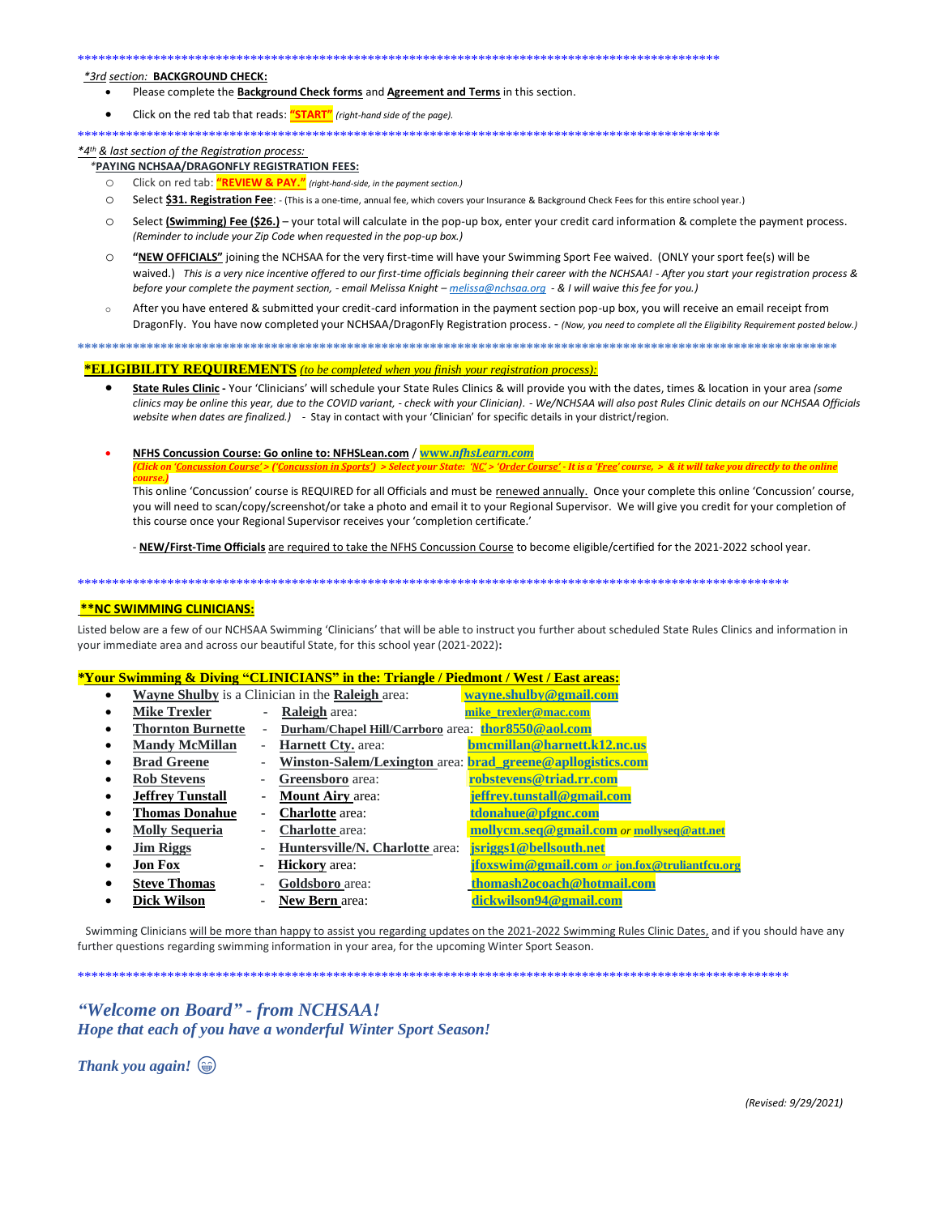\*\*\*\*\*\*\*\*\*\*\*\*\*\*\*\*\*\*\*\*\*\*\*\*\*\*\*\*\*\*\*\*\*\*\*\*\*\*\*\*\*\*\*\*\*\*\*\*\*\*\*\*\*\*\*\*\*\*\*\*\*\*\*\*\*\*\*\*\*\*\*\*\*\*\*\*\*\*\*\*\*\*\*\*\*\*\*\*\*\*\*\*\*\*\*\*\*

*\*3rd section:* **BACKGROUND CHECK:**

- Please complete the **Background Check forms** and **Agreement and Terms** in this section.
- Click on the red tab that reads: **"START"** *(right-hand side of the page).*

\*\*\*\*\*\*\*\*\*\*\*\*\*\*\*\*\*\*\*\*\*\*\*\*\*\*\*\*\*\*\*\*\*\*\*\*\*\*\*\*\*\*\*\*\*\*\*\*\*\*\*\*\*\*\*\*\*\*\*\*\*\*\*\*\*\*\*\*\*\*\*\*\*\*\*\*\*\*\*\*\*\*\*\*\*\*\*\*\*\*\*\*\*\*\*\*\*

*\*4th & last section of the Registration process:*

\***PAYING NCHSAA/DRAGONFLY REGISTRATION FEES:**

- Click on red tab: **"REVIEW & PAY."** *(right-hand-side, in the payment section.)*
- Select **$31. Registration Fee**: - (This is a one-time, annual fee, which covers your Insurance & Background Check Fees for this entire school year.)
- Select **(Swimming) Fee ($26.)** – your total will calculate in the pop-up box, enter your credit card information & complete the payment process. *(Reminder to include your Zip Code when requested in the pop-up box.)*
- **"NEW OFFICIALS"** joining the NCHSAA for the very first-time will have your Swimming Sport Fee waived. (ONLY your sport fee(s) will be waived.) *This is a very nice incentive offered to our first-time officials beginning their career with the NCHSAA! - After you start your registration process & before your complete the payment section, - email Melissa Knight – melissa@nchsaa.org - & I will waive this fee for you.)*
- After you have entered & submitted your credit-card information in the payment section pop-up box, you will receive an email receipt from DragonFly. You have now completed your NCHSAA/DragonFly Registration process. - *(Now, you need to complete all the Eligibility Requirement posted below.)*

\*\*\*\*\*\*\*\*\*\*\*\*\*\*\*\*\*\*\*\*\*\*\*\*\*\*\*\*\*\*\*\*\*\*\*\*\*\*\*\*\*\*\*\*\*\*\*\*\*\*\*\*\*\*\*\*\*\*\*\*\*\*\*\*\*\*\*\*\*\*\*\*\*\*\*\*\*\*\*\*\*\*\*\*\*\*\*\*\*\*\*\*\*\*\*\*\*\*\*\*\*\*\*\*\*\*\*\*\*\*

**\*ELIGIBILITY REQUIREMENTS** *(to be completed when you finish your registration process):*

- **State Rules Clinic -** Your 'Clinicians' will schedule your State Rules Clinics & will provide you with the dates, times & location in your area *(some clinics may be online this year, due to the COVID variant, - check with your Clinician). - We/NCHSAA will also post Rules Clinic details on our NCHSAA Officials website when dates are finalized.)* - Stay in contact with your 'Clinician' for specific details in your district/region.

- **NFHS Concussion Course: Go online to: NFHSLean.com** / **www.nfhsLearn.com**
  ***(Click on 'Concussion Course' > ('Concussion in Sports') > Select your State: 'NC' > 'Order Course' - It is a 'Free' course, > & it will take you directly to the online course.)***
  This online 'Concussion' course is REQUIRED for all Officials and must be renewed annually. Once your complete this online 'Concussion' course, you will need to scan/copy/screenshot/or take a photo and email it to your Regional Supervisor. We will give you credit for your completion of this course once your Regional Supervisor receives your 'completion certificate.'

  \- **NEW/First-Time Officials** are required to take the NFHS Concussion Course to become eligible/certified for the 2021-2022 school year.

\*\*\*\*\*\*\*\*\*\*\*\*\*\*\*\*\*\*\*\*\*\*\*\*\*\*\*\*\*\*\*\*\*\*\*\*\*\*\*\*\*\*\*\*\*\*\*\*\*\*\*\*\*\*\*\*\*\*\*\*\*\*\*\*\*\*\*\*\*\*\*\*\*\*\*\*\*\*\*\*\*\*\*\*\*\*\*\*\*\*\*\*\*\*\*\*\*\*\*\*\*\*\*\*\*

**\*\*NC SWIMMING CLINICIANS:**

Listed below are a few of our NCHSAA Swimming 'Clinicians' that will be able to instruct you further about scheduled State Rules Clinics and information in your immediate area and across our beautiful State, for this school year (2021-2022)**:**

**\*Your Swimming & Diving "CLINICIANS" in the: Triangle / Piedmont / West / East areas:**

- **Wayne Shulby** is a Clinician in the **Raleigh** area: **wayne.shulby@gmail.com**
- **Mike Trexler** - **Raleigh** area: **mike_trexler@mac.com**
- **Thornton Burnette** - **Durham/Chapel Hill/Carrboro** area: **thor8550@aol.com**
- **Mandy McMillan** - **Harnett Cty.** area: **bmcmillan@harnett.k12.nc.us**
- **Brad Greene** - **Winston-Salem/Lexington** area: **brad_greene@apllogistics.com**
- **Rob Stevens** - **Greensboro** area: **robstevens@triad.rr.com**
- **Jeffrey Tunstall** - **Mount Airy** area: **jeffrey.tunstall@gmail.com**
- **Thomas Donahue** - **Charlotte** area: **tdonahue@pfgnc.com**
- **Molly Sequeria** - **Charlotte** area: **mollycm.seq@gmail.com** *or* **mollyseq@att.net**
- **Jim Riggs** - **Huntersville/N. Charlotte** area: **jsriggs1@bellsouth.net**
- **Jon Fox** - **Hickory** area: **jfoxswim@gmail.com** *or* **jon.fox@truliantfcu.org**
- **Steve Thomas** - **Goldsboro** area: **thomash2ocoach@hotmail.com**
- **Dick Wilson** - **New Bern** area: **dickwilson94@gmail.com**

Swimming Clinicians will be more than happy to assist you regarding updates on the 2021-2022 Swimming Rules Clinic Dates, and if you should have any further questions regarding swimming information in your area, for the upcoming Winter Sport Season.

\*\*\*\*\*\*\*\*\*\*\*\*\*\*\*\*\*\*\*\*\*\*\*\*\*\*\*\*\*\*\*\*\*\*\*\*\*\*\*\*\*\*\*\*\*\*\*\*\*\*\*\*\*\*\*\*\*\*\*\*\*\*\*\*\*\*\*\*\*\*\*\*\*\*\*\*\*\*\*\*\*\*\*\*\*\*\*\*\*\*\*\*\*\*\*\*\*\*\*\*\*\*\*\*\*

***"Welcome on Board" - from NCHSAA!***
***Hope that each of you have a wonderful Winter Sport Season!***

***Thank you again!*** 😁

*(Revised: 9/29/2021)*